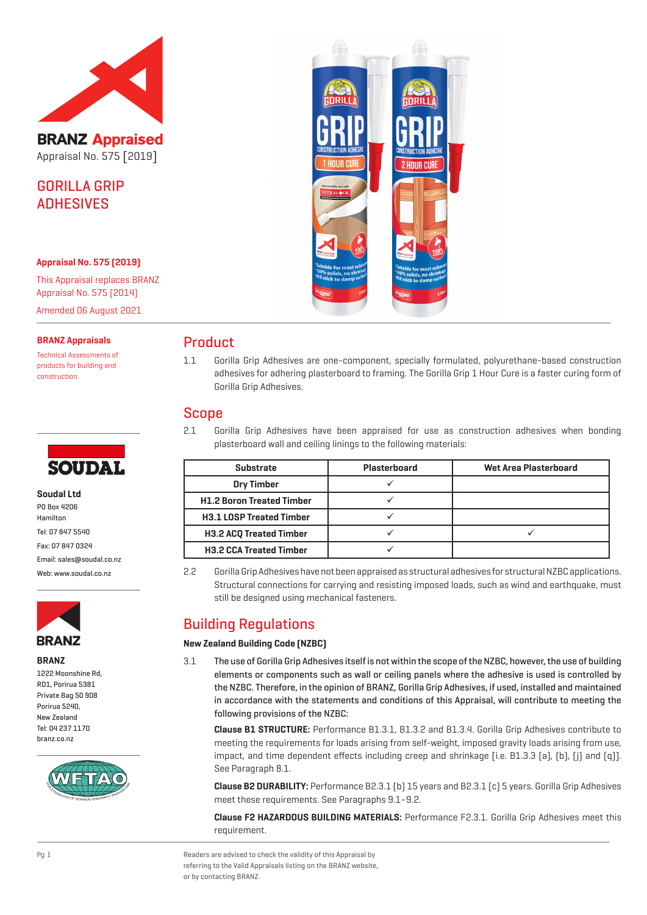**BRANZ Appraised**

Appraisal No. 575 [2019]

# GORILLA GRIP ADHESIVES

**Appraisal No. 575 (2019)**

This Appraisal replaces BRANZ Appraisal No. 575 (2014)

Amended 06 August 2021

**BRANZ Appraisals**

Technical Assessments of products for building and construction.

**Soudal Ltd**
PO Box 4206
Hamilton
Tel: 07 847 5540
Fax: 07 847 0324
Email: sales@soudal.co.nz
Web: www.soudal.co.nz

**BRANZ**
1222 Moonshine Rd,
RD1, Porirua 5381
Private Bag 50 908
Porirua 5240,
New Zealand
Tel: 04 237 1170
branz.co.nz

## Product

1.1 Gorilla Grip Adhesives are one-component, specially formulated, polyurethane-based construction adhesives for adhering plasterboard to framing. The Gorilla Grip 1 Hour Cure is a faster curing form of Gorilla Grip Adhesives.

## Scope

2.1 Gorilla Grip Adhesives have been appraised for use as construction adhesives when bonding plasterboard wall and ceiling linings to the following materials:

| Substrate | Plasterboard | Wet Area Plasterboard |
|---|---|---|
| Dry Timber | ✓ | |
| H1.2 Boron Treated Timber | ✓ | |
| H3.1 LOSP Treated Timber | ✓ | |
| H3.2 ACQ Treated Timber | ✓ | ✓ |
| H3.2 CCA Treated Timber | ✓ | |

2.2 Gorilla Grip Adhesives have not been appraised as structural adhesives for structural NZBC applications. Structural connections for carrying and resisting imposed loads, such as wind and earthquake, must still be designed using mechanical fasteners.

## Building Regulations

### New Zealand Building Code (NZBC)

3.1 The use of Gorilla Grip Adhesives itself is not within the scope of the NZBC, however, the use of building elements or components such as wall or ceiling panels where the adhesive is used is controlled by the NZBC. Therefore, in the opinion of BRANZ, Gorilla Grip Adhesives, if used, installed and maintained in accordance with the statements and conditions of this Appraisal, will contribute to meeting the following provisions of the NZBC:

**Clause B1 STRUCTURE:** Performance B1.3.1, B1.3.2 and B1.3.4. Gorilla Grip Adhesives contribute to meeting the requirements for loads arising from self-weight, imposed gravity loads arising from use, impact, and time dependent effects including creep and shrinkage [i.e. B1.3.3 (a), (b), (j) and (q)]. See Paragraph 8.1.

**Clause B2 DURABILITY:** Performance B2.3.1 (b) 15 years and B2.3.1 (c) 5 years. Gorilla Grip Adhesives meet these requirements. See Paragraphs 9.1–9.2.

**Clause F2 HAZARDOUS BUILDING MATERIALS:** Performance F2.3.1. Gorilla Grip Adhesives meet this requirement.

Readers are advised to check the validity of this Appraisal by referring to the Valid Appraisals listing on the BRANZ website, or by contacting BRANZ.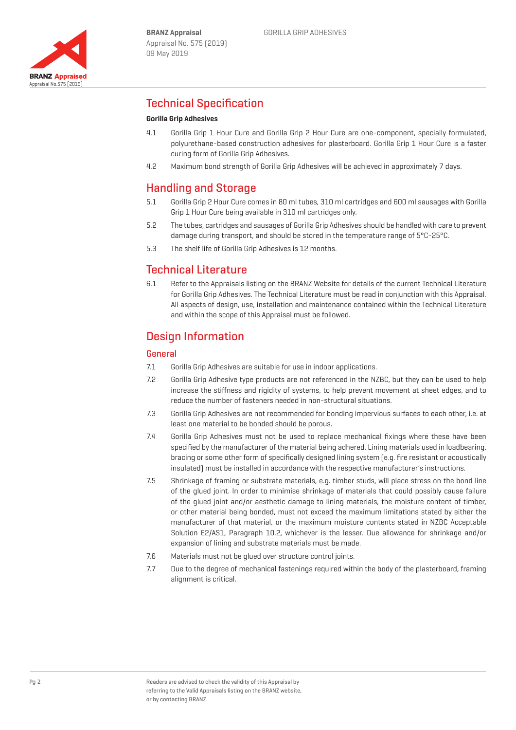## Technical Specification

**Gorilla Grip Adhesives**

4.1 Gorilla Grip 1 Hour Cure and Gorilla Grip 2 Hour Cure are one-component, specially formulated, polyurethane-based construction adhesives for plasterboard. Gorilla Grip 1 Hour Cure is a faster curing form of Gorilla Grip Adhesives.

4.2 Maximum bond strength of Gorilla Grip Adhesives will be achieved in approximately 7 days.

## Handling and Storage

5.1 Gorilla Grip 2 Hour Cure comes in 80 ml tubes, 310 ml cartridges and 600 ml sausages with Gorilla Grip 1 Hour Cure being available in 310 ml cartridges only.

5.2 The tubes, cartridges and sausages of Gorilla Grip Adhesives should be handled with care to prevent damage during transport, and should be stored in the temperature range of 5°C-25°C.

5.3 The shelf life of Gorilla Grip Adhesives is 12 months.

## Technical Literature

6.1 Refer to the Appraisals listing on the BRANZ Website for details of the current Technical Literature for Gorilla Grip Adhesives. The Technical Literature must be read in conjunction with this Appraisal. All aspects of design, use, installation and maintenance contained within the Technical Literature and within the scope of this Appraisal must be followed.

## Design Information

### General

7.1 Gorilla Grip Adhesives are suitable for use in indoor applications.

7.2 Gorilla Grip Adhesive type products are not referenced in the NZBC, but they can be used to help increase the stiffness and rigidity of systems, to help prevent movement at sheet edges, and to reduce the number of fasteners needed in non-structural situations.

7.3 Gorilla Grip Adhesives are not recommended for bonding impervious surfaces to each other, i.e. at least one material to be bonded should be porous.

7.4 Gorilla Grip Adhesives must not be used to replace mechanical fixings where these have been specified by the manufacturer of the material being adhered. Lining materials used in loadbearing, bracing or some other form of specifically designed lining system (e.g. fire resistant or acoustically insulated) must be installed in accordance with the respective manufacturer's instructions.

7.5 Shrinkage of framing or substrate materials, e.g. timber studs, will place stress on the bond line of the glued joint. In order to minimise shrinkage of materials that could possibly cause failure of the glued joint and/or aesthetic damage to lining materials, the moisture content of timber, or other material being bonded, must not exceed the maximum limitations stated by either the manufacturer of that material, or the maximum moisture contents stated in NZBC Acceptable Solution E2/AS1, Paragraph 10.2, whichever is the lesser. Due allowance for shrinkage and/or expansion of lining and substrate materials must be made.

7.6 Materials must not be glued over structure control joints.

7.7 Due to the degree of mechanical fastenings required within the body of the plasterboard, framing alignment is critical.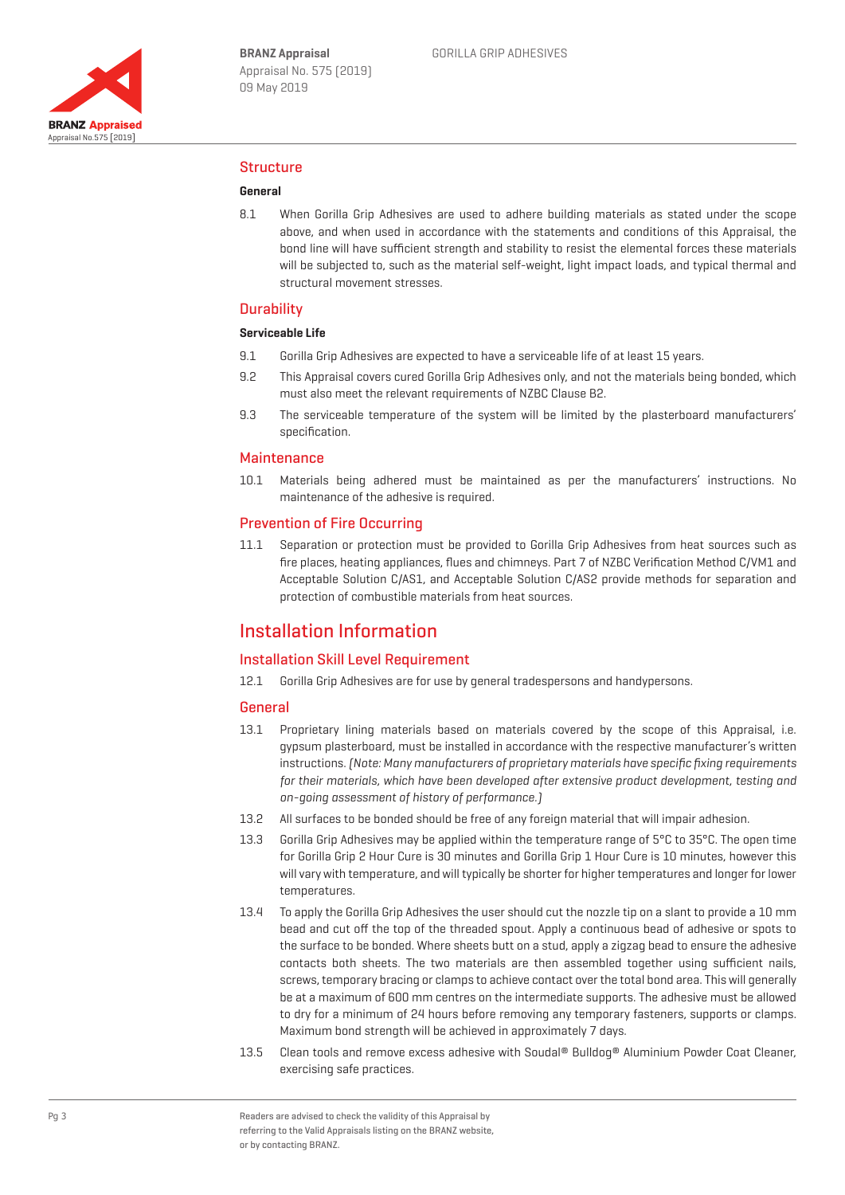## Structure

### General

8.1 When Gorilla Grip Adhesives are used to adhere building materials as stated under the scope above, and when used in accordance with the statements and conditions of this Appraisal, the bond line will have sufficient strength and stability to resist the elemental forces these materials will be subjected to, such as the material self-weight, light impact loads, and typical thermal and structural movement stresses.

## Durability

### Serviceable Life

9.1 Gorilla Grip Adhesives are expected to have a serviceable life of at least 15 years.

9.2 This Appraisal covers cured Gorilla Grip Adhesives only, and not the materials being bonded, which must also meet the relevant requirements of NZBC Clause B2.

9.3 The serviceable temperature of the system will be limited by the plasterboard manufacturers' specification.

## Maintenance

10.1 Materials being adhered must be maintained as per the manufacturers' instructions. No maintenance of the adhesive is required.

## Prevention of Fire Occurring

11.1 Separation or protection must be provided to Gorilla Grip Adhesives from heat sources such as fire places, heating appliances, flues and chimneys. Part 7 of NZBC Verification Method C/VM1 and Acceptable Solution C/AS1, and Acceptable Solution C/AS2 provide methods for separation and protection of combustible materials from heat sources.

# Installation Information

## Installation Skill Level Requirement

12.1 Gorilla Grip Adhesives are for use by general tradespersons and handypersons.

## General

13.1 Proprietary lining materials based on materials covered by the scope of this Appraisal, i.e. gypsum plasterboard, must be installed in accordance with the respective manufacturer's written instructions. *(Note: Many manufacturers of proprietary materials have specific fixing requirements for their materials, which have been developed after extensive product development, testing and on-going assessment of history of performance.)*

13.2 All surfaces to be bonded should be free of any foreign material that will impair adhesion.

13.3 Gorilla Grip Adhesives may be applied within the temperature range of 5°C to 35°C. The open time for Gorilla Grip 2 Hour Cure is 30 minutes and Gorilla Grip 1 Hour Cure is 10 minutes, however this will vary with temperature, and will typically be shorter for higher temperatures and longer for lower temperatures.

13.4 To apply the Gorilla Grip Adhesives the user should cut the nozzle tip on a slant to provide a 10 mm bead and cut off the top of the threaded spout. Apply a continuous bead of adhesive or spots to the surface to be bonded. Where sheets butt on a stud, apply a zigzag bead to ensure the adhesive contacts both sheets. The two materials are then assembled together using sufficient nails, screws, temporary bracing or clamps to achieve contact over the total bond area. This will generally be at a maximum of 600 mm centres on the intermediate supports. The adhesive must be allowed to dry for a minimum of 24 hours before removing any temporary fasteners, supports or clamps. Maximum bond strength will be achieved in approximately 7 days.

13.5 Clean tools and remove excess adhesive with Soudal® Bulldog® Aluminium Powder Coat Cleaner, exercising safe practices.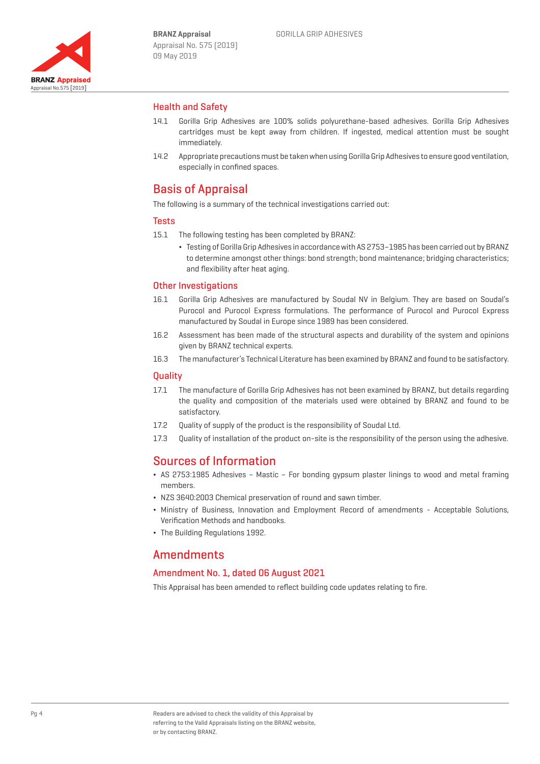## Health and Safety

14.1 Gorilla Grip Adhesives are 100% solids polyurethane-based adhesives. Gorilla Grip Adhesives cartridges must be kept away from children. If ingested, medical attention must be sought immediately.

14.2 Appropriate precautions must be taken when using Gorilla Grip Adhesives to ensure good ventilation, especially in confined spaces.

# Basis of Appraisal

The following is a summary of the technical investigations carried out:

## Tests

15.1 The following testing has been completed by BRANZ:

- Testing of Gorilla Grip Adhesives in accordance with AS 2753–1985 has been carried out by BRANZ to determine amongst other things: bond strength; bond maintenance; bridging characteristics; and flexibility after heat aging.

## Other Investigations

16.1 Gorilla Grip Adhesives are manufactured by Soudal NV in Belgium. They are based on Soudal's Purocol and Purocol Express formulations. The performance of Purocol and Purocol Express manufactured by Soudal in Europe since 1989 has been considered.

16.2 Assessment has been made of the structural aspects and durability of the system and opinions given by BRANZ technical experts.

16.3 The manufacturer's Technical Literature has been examined by BRANZ and found to be satisfactory.

## Quality

17.1 The manufacture of Gorilla Grip Adhesives has not been examined by BRANZ, but details regarding the quality and composition of the materials used were obtained by BRANZ and found to be satisfactory.

17.2 Quality of supply of the product is the responsibility of Soudal Ltd.

17.3 Quality of installation of the product on-site is the responsibility of the person using the adhesive.

# Sources of Information

- AS 2753:1985 Adhesives – Mastic – For bonding gypsum plaster linings to wood and metal framing members.
- NZS 3640:2003 Chemical preservation of round and sawn timber.
- Ministry of Business, Innovation and Employment Record of amendments - Acceptable Solutions, Verification Methods and handbooks.
- The Building Regulations 1992.

# Amendments

## Amendment No. 1, dated 06 August 2021

This Appraisal has been amended to reflect building code updates relating to fire.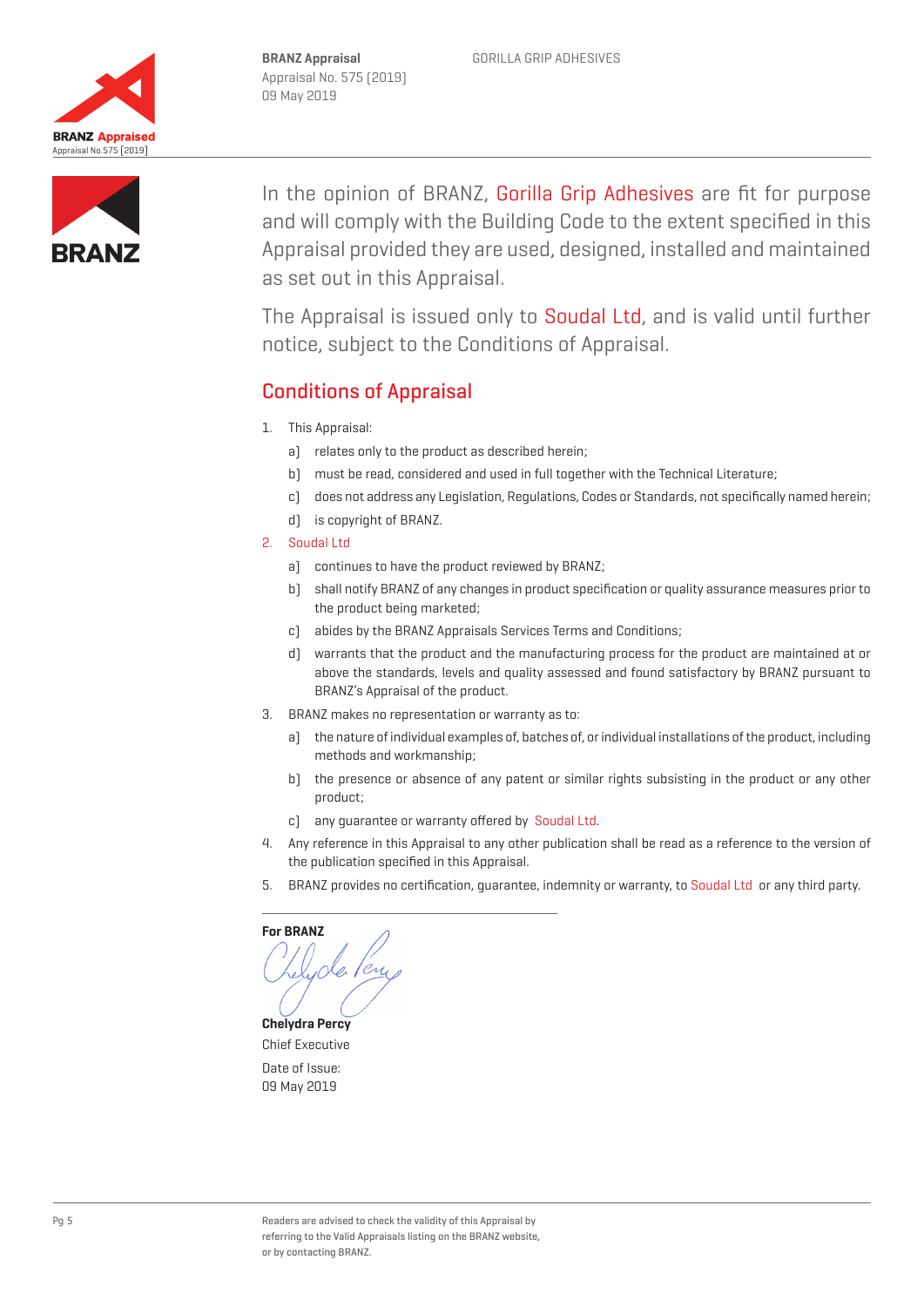In the opinion of BRANZ, Gorilla Grip Adhesives are fit for purpose and will comply with the Building Code to the extent specified in this Appraisal provided they are used, designed, installed and maintained as set out in this Appraisal.

The Appraisal is issued only to Soudal Ltd, and is valid until further notice, subject to the Conditions of Appraisal.

## Conditions of Appraisal

1. This Appraisal:
   a) relates only to the product as described herein;
   b) must be read, considered and used in full together with the Technical Literature;
   c) does not address any Legislation, Regulations, Codes or Standards, not specifically named herein;
   d) is copyright of BRANZ.
2. Soudal Ltd
   a) continues to have the product reviewed by BRANZ;
   b) shall notify BRANZ of any changes in product specification or quality assurance measures prior to the product being marketed;
   c) abides by the BRANZ Appraisals Services Terms and Conditions;
   d) warrants that the product and the manufacturing process for the product are maintained at or above the standards, levels and quality assessed and found satisfactory by BRANZ pursuant to BRANZ's Appraisal of the product.
3. BRANZ makes no representation or warranty as to:
   a) the nature of individual examples of, batches of, or individual installations of the product, including methods and workmanship;
   b) the presence or absence of any patent or similar rights subsisting in the product or any other product;
   c) any guarantee or warranty offered by Soudal Ltd.
4. Any reference in this Appraisal to any other publication shall be read as a reference to the version of the publication specified in this Appraisal.
5. BRANZ provides no certification, guarantee, indemnity or warranty, to Soudal Ltd or any third party.

**For BRANZ**

**Chelydra Percy**
Chief Executive

Date of Issue:
09 May 2019

Readers are advised to check the validity of this Appraisal by referring to the Valid Appraisals listing on the BRANZ website, or by contacting BRANZ.